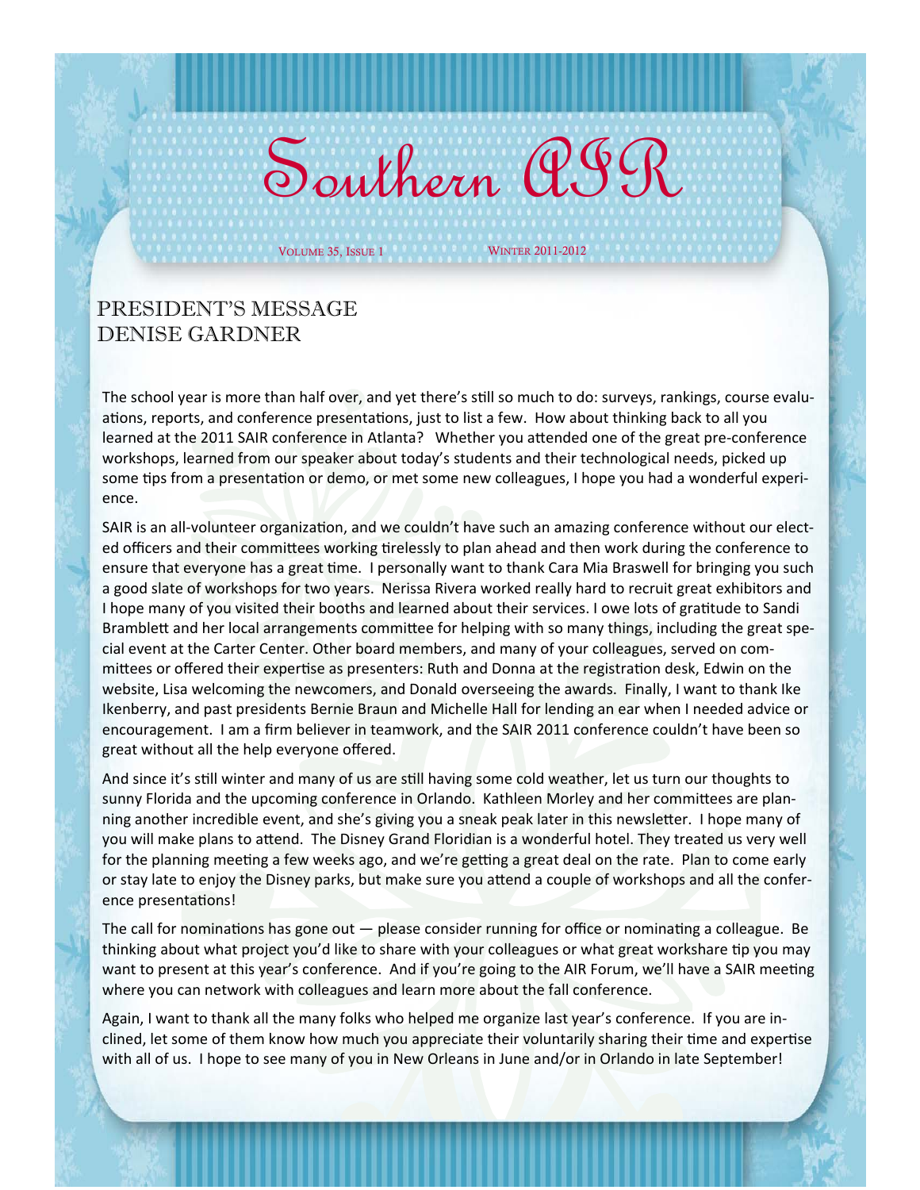# Southern AIR

Volume 35, Issue 1 Winter 2011-2012

## PRESIDENT'S MESSAGE
## DENISE GARDNER

The school year is more than half over, and yet there's still so much to do: surveys, rankings, course evaluations, reports, and conference presentations, just to list a few. How about thinking back to all you learned at the 2011 SAIR conference in Atlanta? Whether you attended one of the great pre-conference workshops, learned from our speaker about today's students and their technological needs, picked up some tips from a presentation or demo, or met some new colleagues, I hope you had a wonderful experience.

SAIR is an all-volunteer organization, and we couldn't have such an amazing conference without our elected officers and their committees working tirelessly to plan ahead and then work during the conference to ensure that everyone has a great time. I personally want to thank Cara Mia Braswell for bringing you such a good slate of workshops for two years. Nerissa Rivera worked really hard to recruit great exhibitors and I hope many of you visited their booths and learned about their services. I owe lots of gratitude to Sandi Bramblett and her local arrangements committee for helping with so many things, including the great special event at the Carter Center. Other board members, and many of your colleagues, served on committees or offered their expertise as presenters: Ruth and Donna at the registration desk, Edwin on the website, Lisa welcoming the newcomers, and Donald overseeing the awards. Finally, I want to thank Ike Ikenberry, and past presidents Bernie Braun and Michelle Hall for lending an ear when I needed advice or encouragement. I am a firm believer in teamwork, and the SAIR 2011 conference couldn't have been so great without all the help everyone offered.

And since it's still winter and many of us are still having some cold weather, let us turn our thoughts to sunny Florida and the upcoming conference in Orlando. Kathleen Morley and her committees are planning another incredible event, and she's giving you a sneak peak later in this newsletter. I hope many of you will make plans to attend. The Disney Grand Floridian is a wonderful hotel. They treated us very well for the planning meeting a few weeks ago, and we're getting a great deal on the rate. Plan to come early or stay late to enjoy the Disney parks, but make sure you attend a couple of workshops and all the conference presentations!

The call for nominations has gone out — please consider running for office or nominating a colleague. Be thinking about what project you'd like to share with your colleagues or what great workshare tip you may want to present at this year's conference. And if you're going to the AIR Forum, we'll have a SAIR meeting where you can network with colleagues and learn more about the fall conference.

Again, I want to thank all the many folks who helped me organize last year's conference. If you are inclined, let some of them know how much you appreciate their voluntarily sharing their time and expertise with all of us. I hope to see many of you in New Orleans in June and/or in Orlando in late September!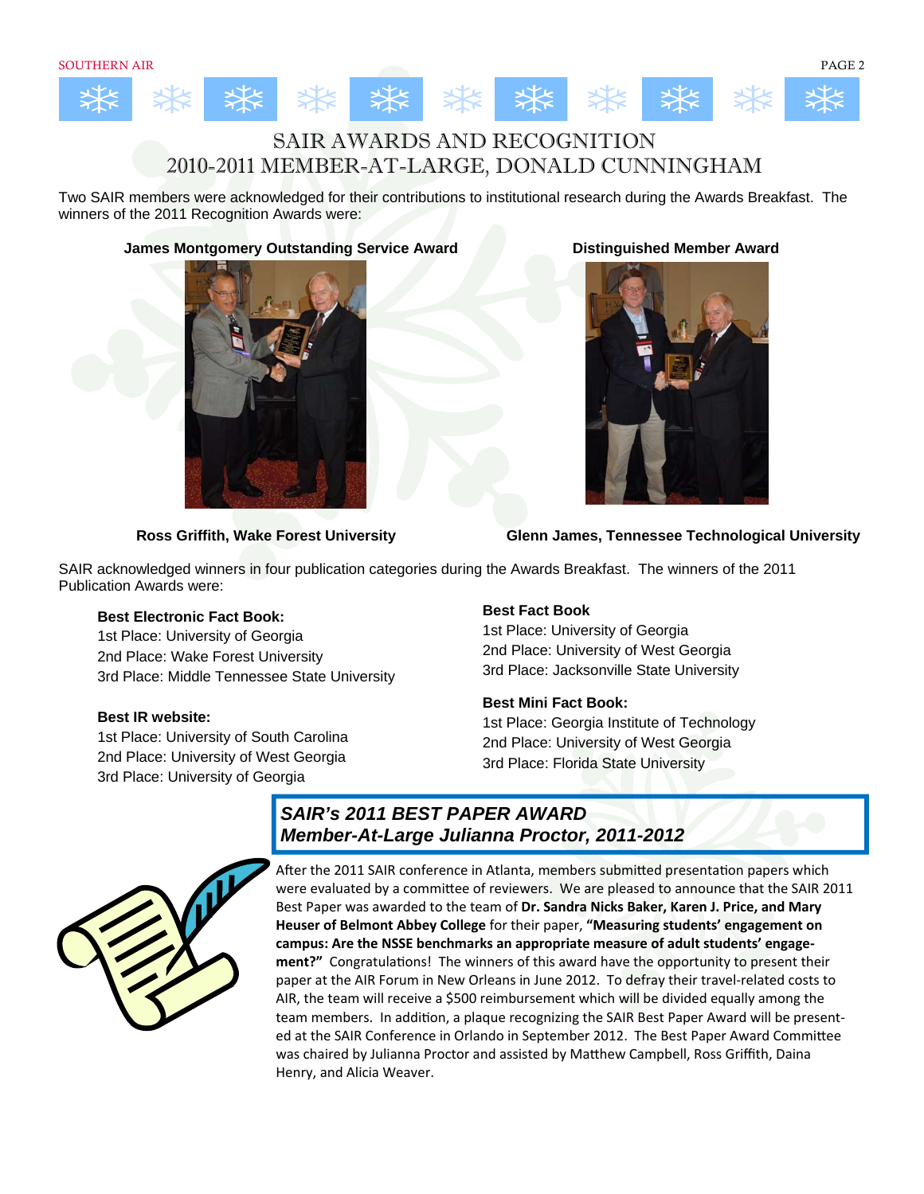# SAIR AWARDS AND RECOGNITION
## 2010-2011 MEMBER-AT-LARGE, DONALD CUNNINGHAM

Two SAIR members were acknowledged for their contributions to institutional research during the Awards Breakfast. The winners of the 2011 Recognition Awards were:

**James Montgomery Outstanding Service Award**

**Ross Griffith, Wake Forest University**

**Distinguished Member Award**

**Glenn James, Tennessee Technological University**

SAIR acknowledged winners in four publication categories during the Awards Breakfast. The winners of the 2011 Publication Awards were:

**Best Electronic Fact Book:**
1st Place: University of Georgia
2nd Place: Wake Forest University
3rd Place: Middle Tennessee State University

**Best IR website:**
1st Place: University of South Carolina
2nd Place: University of West Georgia
3rd Place: University of Georgia

**Best Fact Book**
1st Place: University of Georgia
2nd Place: University of West Georgia
3rd Place: Jacksonville State University

**Best Mini Fact Book:**
1st Place: Georgia Institute of Technology
2nd Place: University of West Georgia
3rd Place: Florida State University

## *SAIR's 2011 BEST PAPER AWARD*
### *Member-At-Large Julianna Proctor, 2011-2012*

After the 2011 SAIR conference in Atlanta, members submitted presentation papers which were evaluated by a committee of reviewers. We are pleased to announce that the SAIR 2011 Best Paper was awarded to the team of **Dr. Sandra Nicks Baker, Karen J. Price, and Mary Heuser of Belmont Abbey College** for their paper, **"Measuring students' engagement on campus: Are the NSSE benchmarks an appropriate measure of adult students' engagement?"** Congratulations! The winners of this award have the opportunity to present their paper at the AIR Forum in New Orleans in June 2012. To defray their travel-related costs to AIR, the team will receive a $500 reimbursement which will be divided equally among the team members. In addition, a plaque recognizing the SAIR Best Paper Award will be presented at the SAIR Conference in Orlando in September 2012. The Best Paper Award Committee was chaired by Julianna Proctor and assisted by Matthew Campbell, Ross Griffith, Daina Henry, and Alicia Weaver.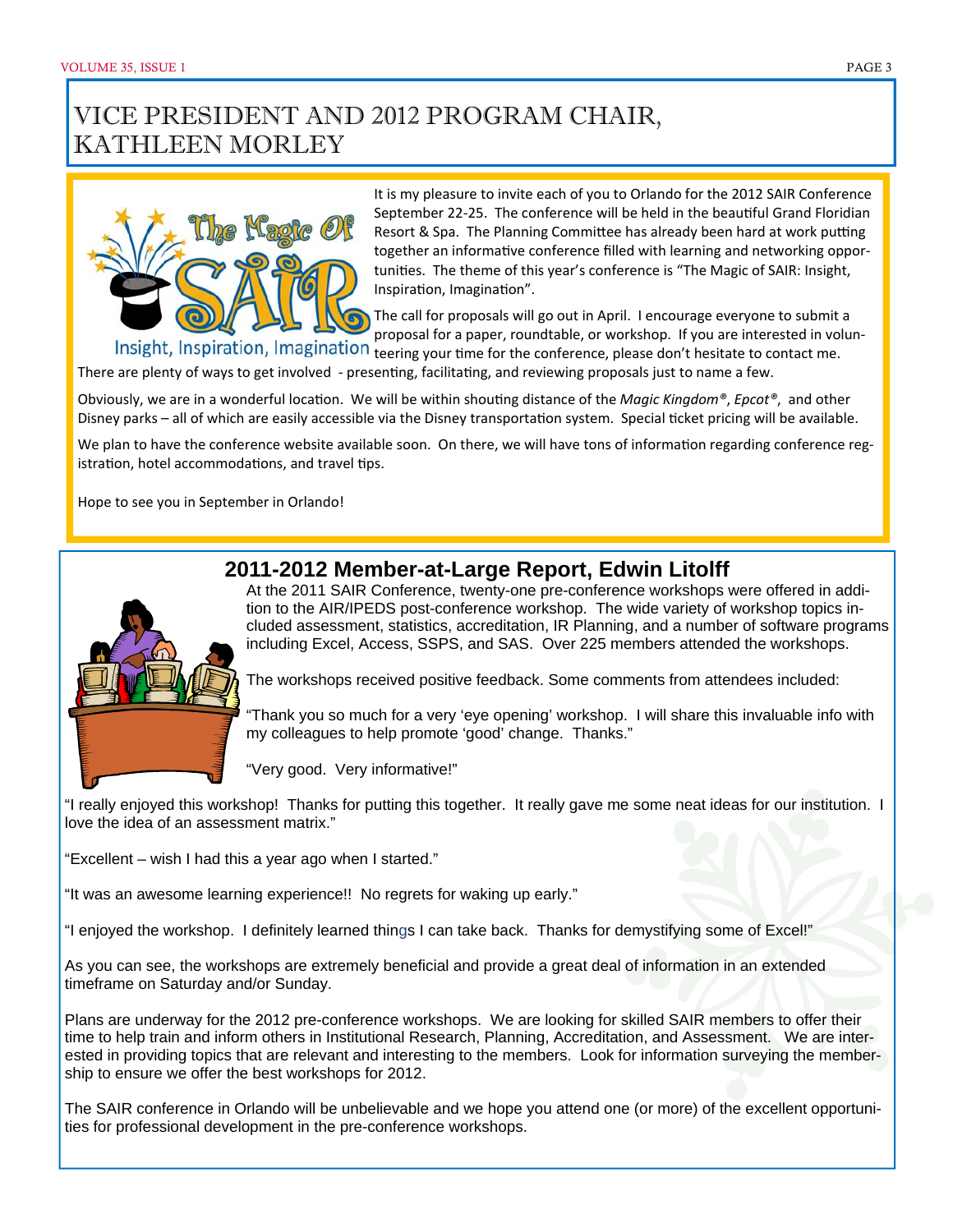# VICE PRESIDENT AND 2012 PROGRAM CHAIR, KATHLEEN MORLEY

The Magic Of SAIR

Insight, Inspiration, Imagination

It is my pleasure to invite each of you to Orlando for the 2012 SAIR Conference September 22-25. The conference will be held in the beautiful Grand Floridian Resort & Spa. The Planning Committee has already been hard at work putting together an informative conference filled with learning and networking opportunities. The theme of this year's conference is "The Magic of SAIR: Insight, Inspiration, Imagination".

The call for proposals will go out in April. I encourage everyone to submit a proposal for a paper, roundtable, or workshop. If you are interested in volunteering your time for the conference, please don't hesitate to contact me. There are plenty of ways to get involved - presenting, facilitating, and reviewing proposals just to name a few.

Obviously, we are in a wonderful location. We will be within shouting distance of the *Magic Kingdom®*, *Epcot®*, and other Disney parks – all of which are easily accessible via the Disney transportation system. Special ticket pricing will be available.

We plan to have the conference website available soon. On there, we will have tons of information regarding conference registration, hotel accommodations, and travel tips.

Hope to see you in September in Orlando!

## 2011-2012 Member-at-Large Report, Edwin Litolff

At the 2011 SAIR Conference, twenty-one pre-conference workshops were offered in addition to the AIR/IPEDS post-conference workshop. The wide variety of workshop topics included assessment, statistics, accreditation, IR Planning, and a number of software programs including Excel, Access, SSPS, and SAS. Over 225 members attended the workshops.

The workshops received positive feedback. Some comments from attendees included:

"Thank you so much for a very 'eye opening' workshop. I will share this invaluable info with my colleagues to help promote 'good' change. Thanks."

"Very good. Very informative!"

"I really enjoyed this workshop! Thanks for putting this together. It really gave me some neat ideas for our institution. I love the idea of an assessment matrix."

"Excellent – wish I had this a year ago when I started."

"It was an awesome learning experience!! No regrets for waking up early."

"I enjoyed the workshop. I definitely learned things I can take back. Thanks for demystifying some of Excel!"

As you can see, the workshops are extremely beneficial and provide a great deal of information in an extended timeframe on Saturday and/or Sunday.

Plans are underway for the 2012 pre-conference workshops. We are looking for skilled SAIR members to offer their time to help train and inform others in Institutional Research, Planning, Accreditation, and Assessment. We are interested in providing topics that are relevant and interesting to the members. Look for information surveying the membership to ensure we offer the best workshops for 2012.

The SAIR conference in Orlando will be unbelievable and we hope you attend one (or more) of the excellent opportunities for professional development in the pre-conference workshops.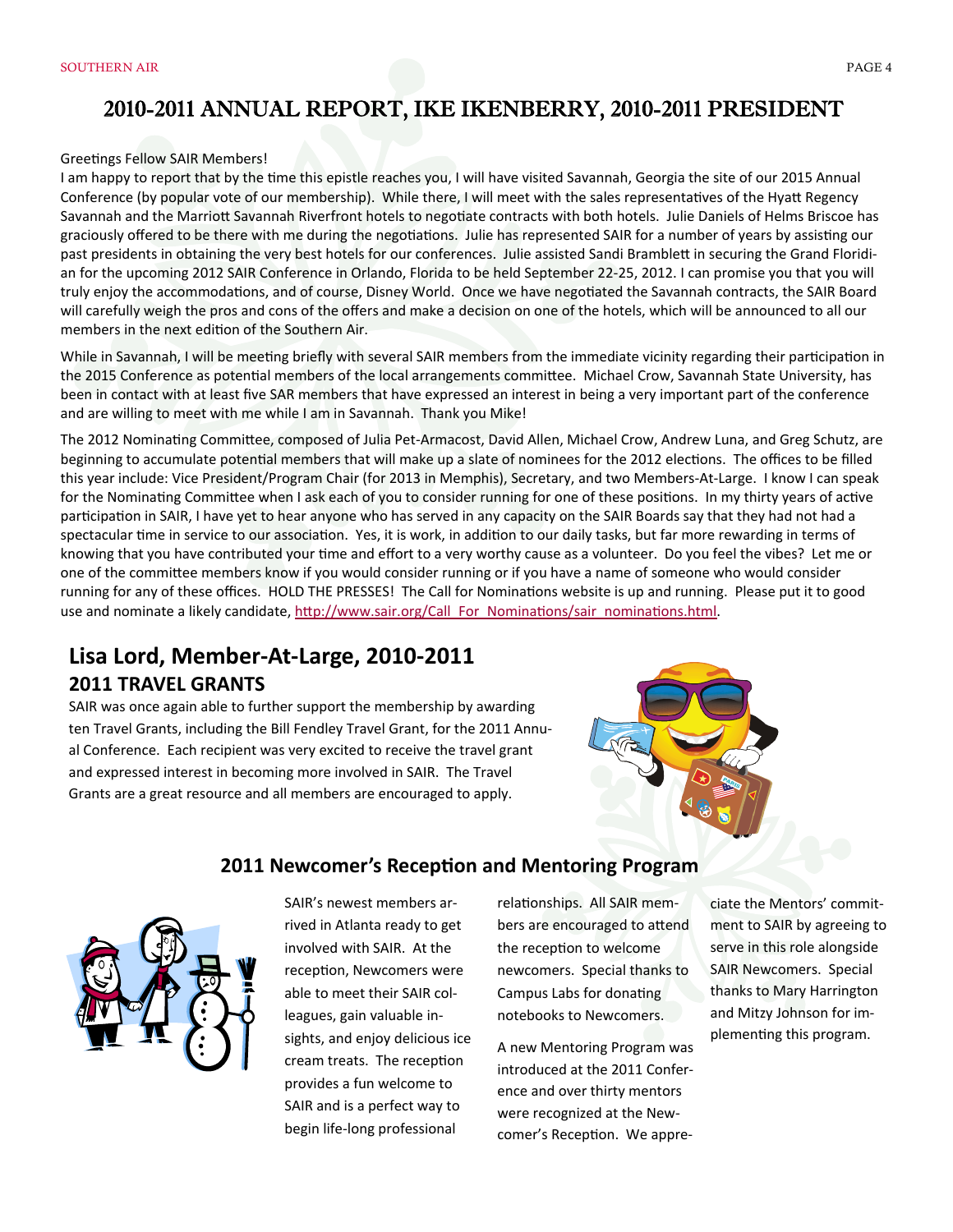# 2010-2011 ANNUAL REPORT, IKE IKENBERRY, 2010-2011 PRESIDENT

Greetings Fellow SAIR Members!

I am happy to report that by the time this epistle reaches you, I will have visited Savannah, Georgia the site of our 2015 Annual Conference (by popular vote of our membership). While there, I will meet with the sales representatives of the Hyatt Regency Savannah and the Marriott Savannah Riverfront hotels to negotiate contracts with both hotels. Julie Daniels of Helms Briscoe has graciously offered to be there with me during the negotiations. Julie has represented SAIR for a number of years by assisting our past presidents in obtaining the very best hotels for our conferences. Julie assisted Sandi Bramblett in securing the Grand Floridian for the upcoming 2012 SAIR Conference in Orlando, Florida to be held September 22-25, 2012. I can promise you that you will truly enjoy the accommodations, and of course, Disney World. Once we have negotiated the Savannah contracts, the SAIR Board will carefully weigh the pros and cons of the offers and make a decision on one of the hotels, which will be announced to all our members in the next edition of the Southern Air.

While in Savannah, I will be meeting briefly with several SAIR members from the immediate vicinity regarding their participation in the 2015 Conference as potential members of the local arrangements committee. Michael Crow, Savannah State University, has been in contact with at least five SAR members that have expressed an interest in being a very important part of the conference and are willing to meet with me while I am in Savannah. Thank you Mike!

The 2012 Nominating Committee, composed of Julia Pet-Armacost, David Allen, Michael Crow, Andrew Luna, and Greg Schutz, are beginning to accumulate potential members that will make up a slate of nominees for the 2012 elections. The offices to be filled this year include: Vice President/Program Chair (for 2013 in Memphis), Secretary, and two Members-At-Large. I know I can speak for the Nominating Committee when I ask each of you to consider running for one of these positions. In my thirty years of active participation in SAIR, I have yet to hear anyone who has served in any capacity on the SAIR Boards say that they had not had a spectacular time in service to our association. Yes, it is work, in addition to our daily tasks, but far more rewarding in terms of knowing that you have contributed your time and effort to a very worthy cause as a volunteer. Do you feel the vibes? Let me or one of the committee members know if you would consider running or if you have a name of someone who would consider running for any of these offices. HOLD THE PRESSES! The Call for Nominations website is up and running. Please put it to good use and nominate a likely candidate, http://www.sair.org/Call_For_Nominations/sair_nominations.html.

## Lisa Lord, Member-At-Large, 2010-2011

### 2011 TRAVEL GRANTS

SAIR was once again able to further support the membership by awarding ten Travel Grants, including the Bill Fendley Travel Grant, for the 2011 Annual Conference. Each recipient was very excited to receive the travel grant and expressed interest in becoming more involved in SAIR. The Travel Grants are a great resource and all members are encouraged to apply.

### 2011 Newcomer's Reception and Mentoring Program

SAIR's newest members arrived in Atlanta ready to get involved with SAIR. At the reception, Newcomers were able to meet their SAIR colleagues, gain valuable insights, and enjoy delicious ice cream treats. The reception provides a fun welcome to SAIR and is a perfect way to begin life-long professional relationships. All SAIR members are encouraged to attend the reception to welcome newcomers. Special thanks to Campus Labs for donating notebooks to Newcomers.

A new Mentoring Program was introduced at the 2011 Conference and over thirty mentors were recognized at the Newcomer's Reception. We appreciate the Mentors' commitment to SAIR by agreeing to serve in this role alongside SAIR Newcomers. Special thanks to Mary Harrington and Mitzy Johnson for implementing this program.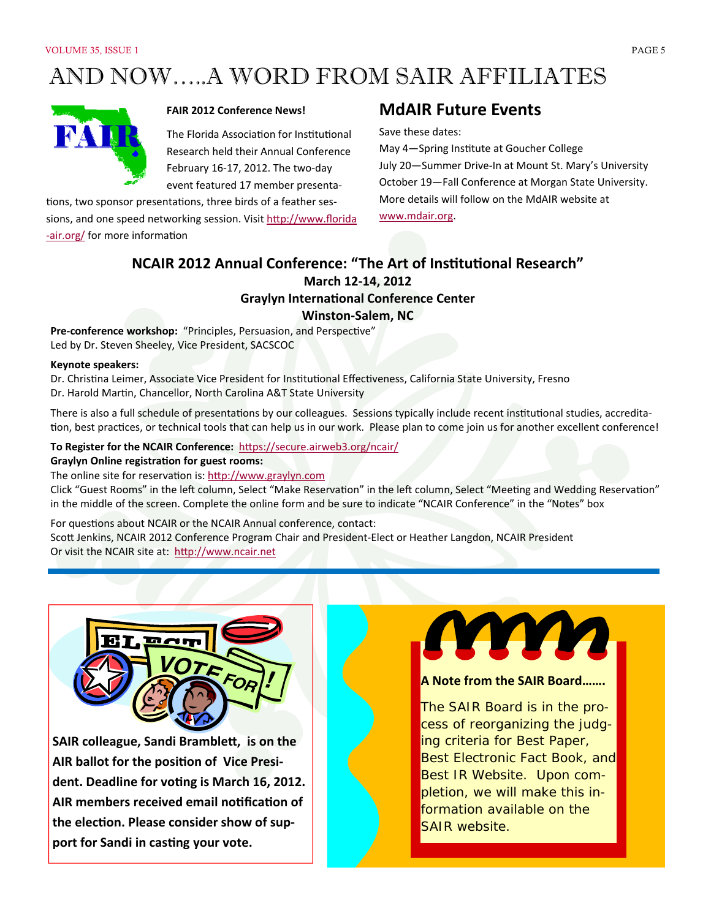# AND NOW…..A WORD FROM SAIR AFFILIATES

**FAIR 2012 Conference News!**

The Florida Association for Institutional Research held their Annual Conference February 16-17, 2012. The two-day event featured 17 member presentations, two sponsor presentations, three birds of a feather sessions, and one speed networking session. Visit http://www.florida-air.org/ for more information

## MdAIR Future Events

Save these dates:

May 4—Spring Institute at Goucher College

July 20—Summer Drive-In at Mount St. Mary's University

October 19—Fall Conference at Morgan State University.

More details will follow on the MdAIR website at www.mdair.org.

## NCAIR 2012 Annual Conference: "The Art of Institutional Research"

**March 12-14, 2012**

**Graylyn International Conference Center**

**Winston-Salem, NC**

**Pre-conference workshop:** "Principles, Persuasion, and Perspective"
Led by Dr. Steven Sheeley, Vice President, SACSCOC

**Keynote speakers:**
Dr. Christina Leimer, Associate Vice President for Institutional Effectiveness, California State University, Fresno
Dr. Harold Martin, Chancellor, North Carolina A&T State University

There is also a full schedule of presentations by our colleagues. Sessions typically include recent institutional studies, accreditation, best practices, or technical tools that can help us in our work. Please plan to come join us for another excellent conference!

**To Register for the NCAIR Conference:** https://secure.airweb3.org/ncair/
**Graylyn Online registration for guest rooms:**
The online site for reservation is: http://www.graylyn.com
Click "Guest Rooms" in the left column, Select "Make Reservation" in the left column, Select "Meeting and Wedding Reservation" in the middle of the screen. Complete the online form and be sure to indicate "NCAIR Conference" in the "Notes" box

For questions about NCAIR or the NCAIR Annual conference, contact:
Scott Jenkins, NCAIR 2012 Conference Program Chair and President-Elect or Heather Langdon, NCAIR President
Or visit the NCAIR site at: http://www.ncair.net

---

**SAIR colleague, Sandi Bramblett, is on the AIR ballot for the position of Vice President. Deadline for voting is March 16, 2012. AIR members received email notification of the election. Please consider show of support for Sandi in casting your vote.**

**A Note from the SAIR Board…….**

The SAIR Board is in the process of reorganizing the judging criteria for Best Paper, Best Electronic Fact Book, and Best IR Website. Upon completion, we will make this information available on the SAIR website.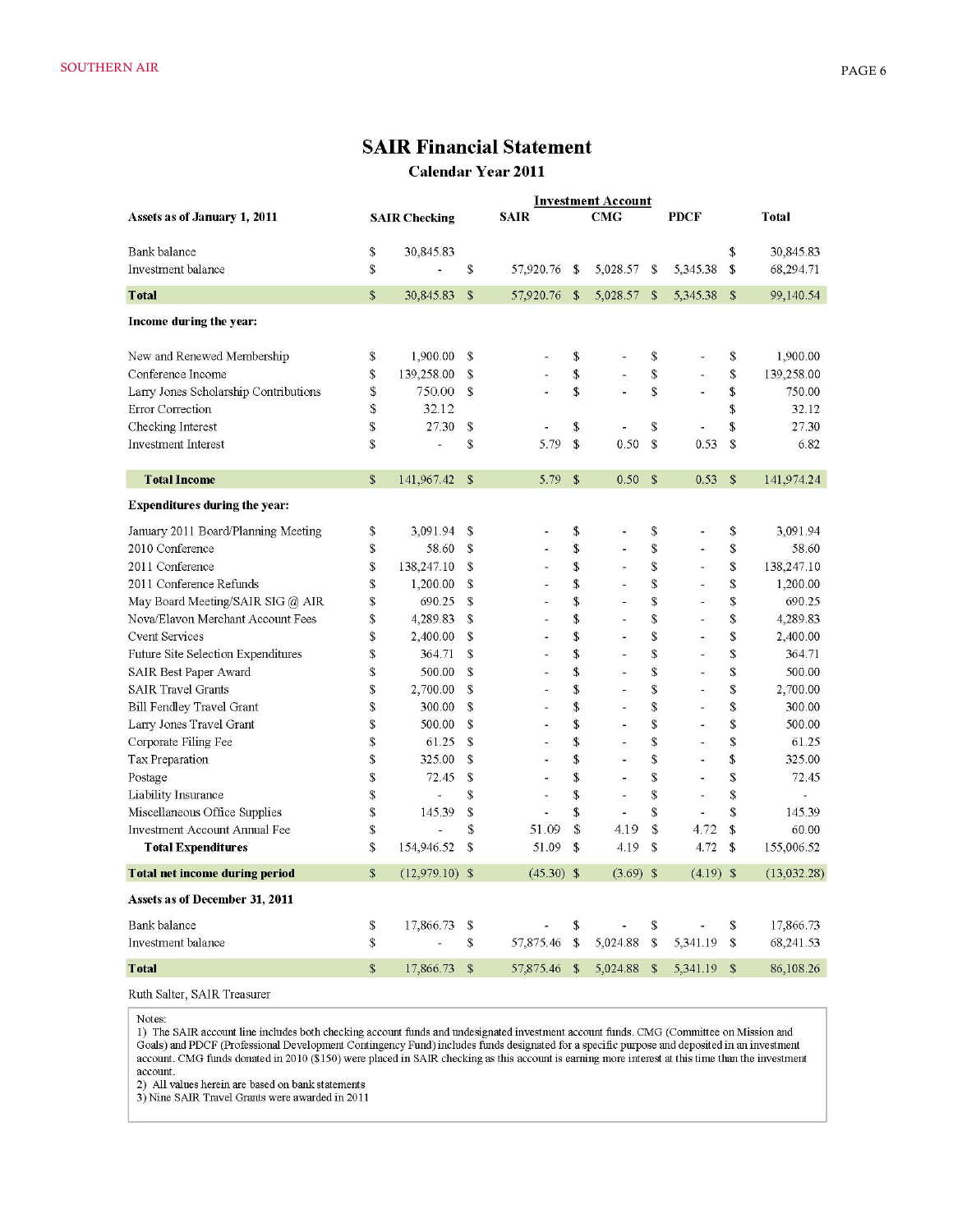# SAIR Financial Statement

## Calendar Year 2011

| Assets as of January 1, 2011 | SAIR Checking | Investment Account: SAIR | Investment Account: CMG | Investment Account: PDCF | Total |
|---|---|---|---|---|---|
| Bank balance | $ 30,845.83 | | | | $ 30,845.83 |
| Investment balance | $ - | $ 57,920.76 | $ 5,028.57 | $ 5,345.38 | $ 68,294.71 |
| **Total** | $ 30,845.83 | $ 57,920.76 | $ 5,028.57 | $ 5,345.38 | $ 99,140.54 |
| **Income during the year:** | | | | | |
| New and Renewed Membership | $ 1,900.00 | $ - | $ - | $ - | $ 1,900.00 |
| Conference Income | $ 139,258.00 | $ - | $ - | $ - | $ 139,258.00 |
| Larry Jones Scholarship Contributions | $ 750.00 | $ - | $ - | $ - | $ 750.00 |
| Error Correction | $ 32.12 | | | | $ 32.12 |
| Checking Interest | $ 27.30 | $ - | $ - | $ - | $ 27.30 |
| Investment Interest | $ - | $ 5.79 | $ 0.50 | $ 0.53 | $ 6.82 |
| **Total Income** | $ 141,967.42 | $ 5.79 | $ 0.50 | $ 0.53 | $ 141,974.24 |
| **Expenditures during the year:** | | | | | |
| January 2011 Board/Planning Meeting | $ 3,091.94 | $ - | $ - | $ - | $ 3,091.94 |
| 2010 Conference | $ 58.60 | $ - | $ - | $ - | $ 58.60 |
| 2011 Conference | $ 138,247.10 | $ - | $ - | $ - | $ 138,247.10 |
| 2011 Conference Refunds | $ 1,200.00 | $ - | $ - | $ - | $ 1,200.00 |
| May Board Meeting/SAIR SIG @ AIR | $ 690.25 | $ - | $ - | $ - | $ 690.25 |
| Nova/Elavon Merchant Account Fees | $ 4,289.83 | $ - | $ - | $ - | $ 4,289.83 |
| Cvent Services | $ 2,400.00 | $ - | $ - | $ - | $ 2,400.00 |
| Future Site Selection Expenditures | $ 364.71 | $ - | $ - | $ - | $ 364.71 |
| SAIR Best Paper Award | $ 500.00 | $ - | $ - | $ - | $ 500.00 |
| SAIR Travel Grants | $ 2,700.00 | $ - | $ - | $ - | $ 2,700.00 |
| Bill Fendley Travel Grant | $ 300.00 | $ - | $ - | $ - | $ 300.00 |
| Larry Jones Travel Grant | $ 500.00 | $ - | $ - | $ - | $ 500.00 |
| Corporate Filing Fee | $ 61.25 | $ - | $ - | $ - | $ 61.25 |
| Tax Preparation | $ 325.00 | $ - | $ - | $ - | $ 325.00 |
| Postage | $ 72.45 | $ - | $ - | $ - | $ 72.45 |
| Liability Insurance | $ - | $ - | $ - | $ - | $ - |
| Miscellaneous Office Supplies | $ 145.39 | $ - | $ - | $ - | $ 145.39 |
| Investment Account Annual Fee | $ - | $ 51.09 | $ 4.19 | $ 4.72 | $ 60.00 |
| **Total Expenditures** | $ 154,946.52 | $ 51.09 | $ 4.19 | $ 4.72 | $ 155,006.52 |
| **Total net income during period** | $ (12,979.10) | $ (45.30) | $ (3.69) | $ (4.19) | $ (13,032.28) |
| **Assets as of December 31, 2011** | | | | | |
| Bank balance | $ 17,866.73 | $ - | $ - | $ - | $ 17,866.73 |
| Investment balance | $ - | $ 57,875.46 | $ 5,024.88 | $ 5,341.19 | $ 68,241.53 |
| **Total** | $ 17,866.73 | $ 57,875.46 | $ 5,024.88 | $ 5,341.19 | $ 86,108.26 |

Ruth Salter, SAIR Treasurer

Notes:
1) The SAIR account line includes both checking account funds and undesignated investment account funds. CMG (Committee on Mission and Goals) and PDCF (Professional Development Contingency Fund) includes funds designated for a specific purpose and deposited in an investment account. CMG funds donated in 2010 ($150) were placed in SAIR checking as this account is earning more interest at this time than the investment account.
2) All values herein are based on bank statements
3) Nine SAIR Travel Grants were awarded in 2011